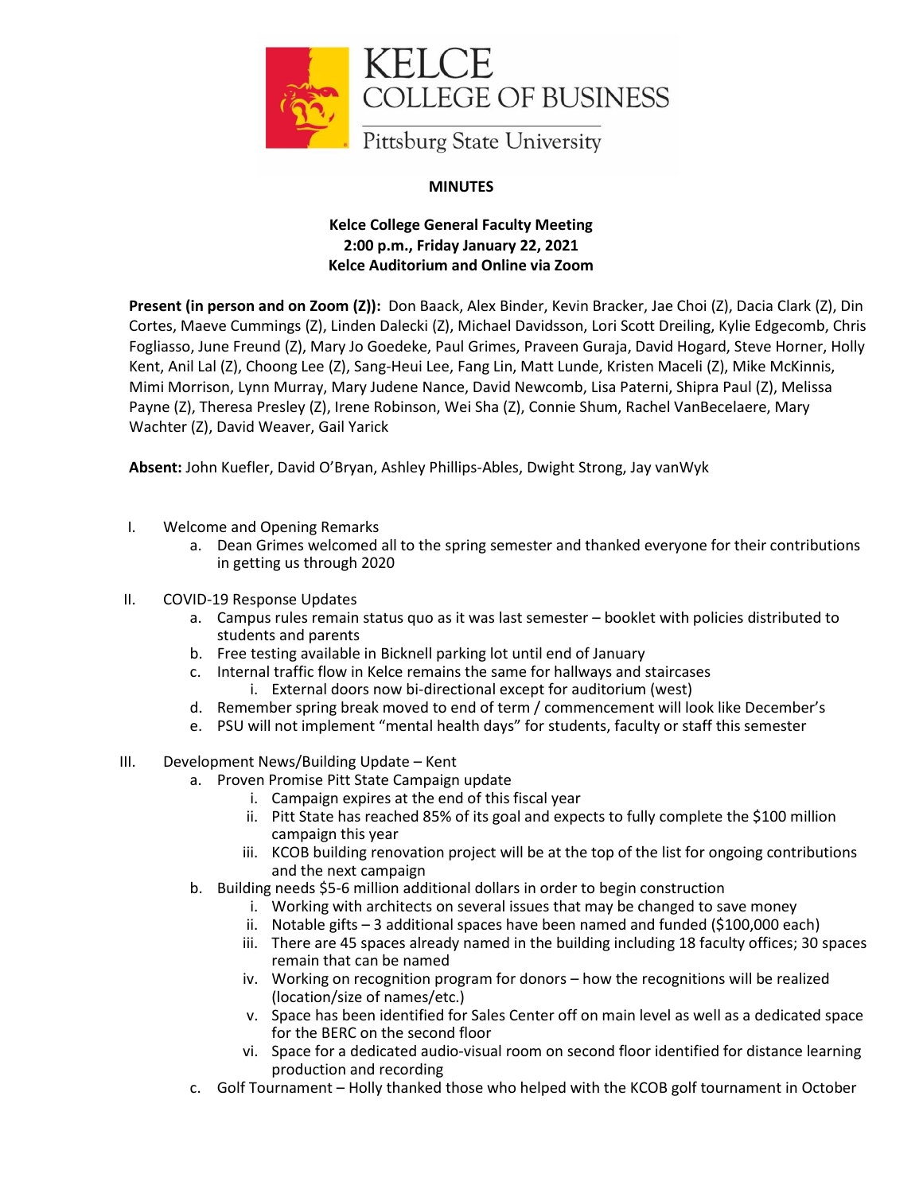KELCE COLLEGE OF BUSINESS
Pittsburg State University

**MINUTES**

**Kelce College General Faculty Meeting**
**2:00 p.m., Friday January 22, 2021**
**Kelce Auditorium and Online via Zoom**

**Present (in person and on Zoom (Z)):** Don Baack, Alex Binder, Kevin Bracker, Jae Choi (Z), Dacia Clark (Z), Din Cortes, Maeve Cummings (Z), Linden Dalecki (Z), Michael Davidsson, Lori Scott Dreiling, Kylie Edgecomb, Chris Fogliasso, June Freund (Z), Mary Jo Goedeke, Paul Grimes, Praveen Guraja, David Hogard, Steve Horner, Holly Kent, Anil Lal (Z), Choong Lee (Z), Sang-Heui Lee, Fang Lin, Matt Lunde, Kristen Maceli (Z), Mike McKinnis, Mimi Morrison, Lynn Murray, Mary Judene Nance, David Newcomb, Lisa Paterni, Shipra Paul (Z), Melissa Payne (Z), Theresa Presley (Z), Irene Robinson, Wei Sha (Z), Connie Shum, Rachel VanBecelaere, Mary Wachter (Z), David Weaver, Gail Yarick

**Absent:** John Kuefler, David O'Bryan, Ashley Phillips-Ables, Dwight Strong, Jay vanWyk

I. Welcome and Opening Remarks
   a. Dean Grimes welcomed all to the spring semester and thanked everyone for their contributions in getting us through 2020

II. COVID-19 Response Updates
   a. Campus rules remain status quo as it was last semester – booklet with policies distributed to students and parents
   b. Free testing available in Bicknell parking lot until end of January
   c. Internal traffic flow in Kelce remains the same for hallways and staircases
      i. External doors now bi-directional except for auditorium (west)
   d. Remember spring break moved to end of term / commencement will look like December's
   e. PSU will not implement "mental health days" for students, faculty or staff this semester

III. Development News/Building Update – Kent
   a. Proven Promise Pitt State Campaign update
      i. Campaign expires at the end of this fiscal year
      ii. Pitt State has reached 85% of its goal and expects to fully complete the $100 million campaign this year
      iii. KCOB building renovation project will be at the top of the list for ongoing contributions and the next campaign
   b. Building needs $5-6 million additional dollars in order to begin construction
      i. Working with architects on several issues that may be changed to save money
      ii. Notable gifts – 3 additional spaces have been named and funded ($100,000 each)
      iii. There are 45 spaces already named in the building including 18 faculty offices; 30 spaces remain that can be named
      iv. Working on recognition program for donors – how the recognitions will be realized (location/size of names/etc.)
      v. Space has been identified for Sales Center off on main level as well as a dedicated space for the BERC on the second floor
      vi. Space for a dedicated audio-visual room on second floor identified for distance learning production and recording
   c. Golf Tournament – Holly thanked those who helped with the KCOB golf tournament in October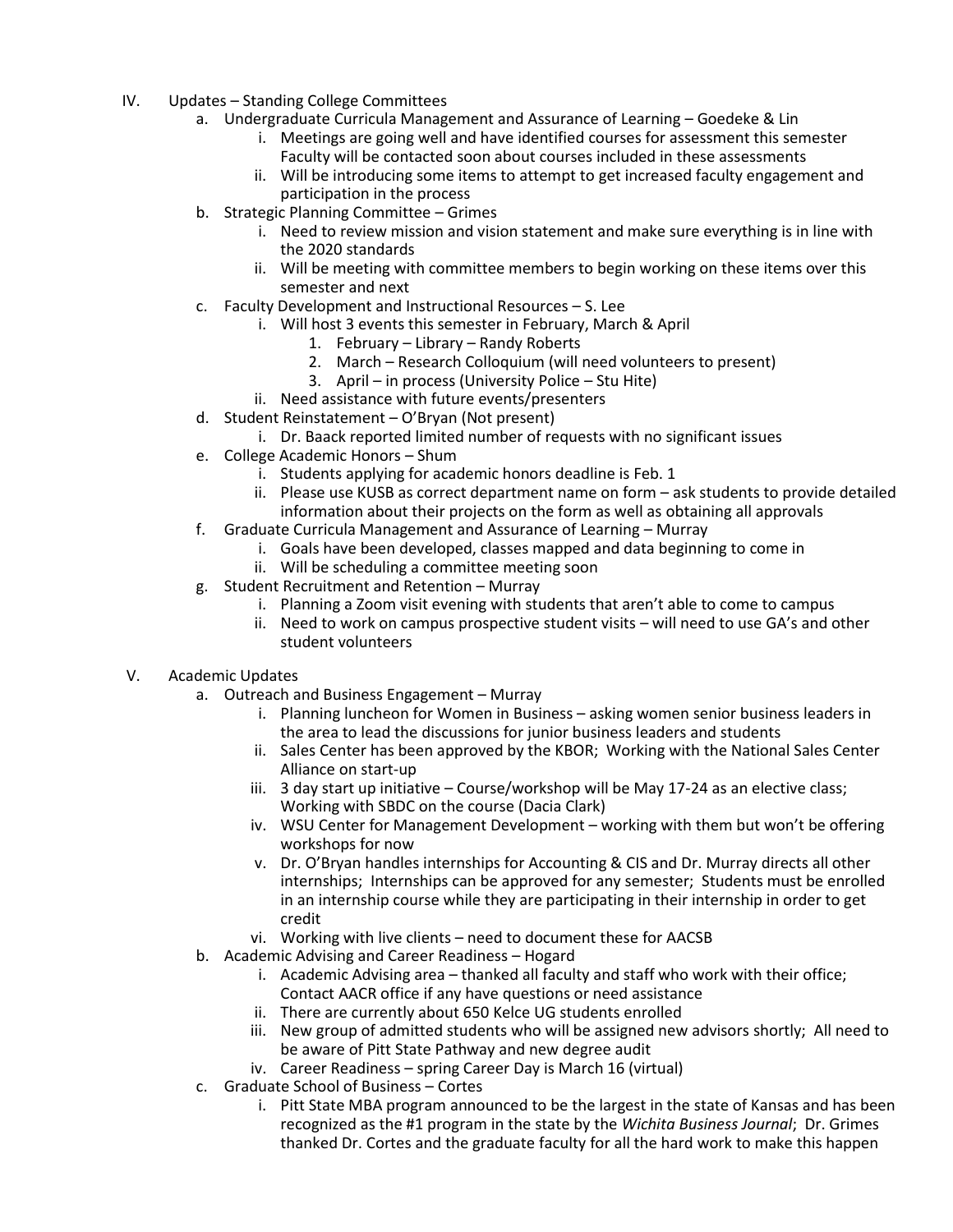IV. Updates – Standing College Committees
   a. Undergraduate Curricula Management and Assurance of Learning – Goedeke & Lin
      i. Meetings are going well and have identified courses for assessment this semester Faculty will be contacted soon about courses included in these assessments
      ii. Will be introducing some items to attempt to get increased faculty engagement and participation in the process
   b. Strategic Planning Committee – Grimes
      i. Need to review mission and vision statement and make sure everything is in line with the 2020 standards
      ii. Will be meeting with committee members to begin working on these items over this semester and next
   c. Faculty Development and Instructional Resources – S. Lee
      i. Will host 3 events this semester in February, March & April
         1. February – Library – Randy Roberts
         2. March – Research Colloquium (will need volunteers to present)
         3. April – in process (University Police – Stu Hite)
      ii. Need assistance with future events/presenters
   d. Student Reinstatement – O'Bryan (Not present)
      i. Dr. Baack reported limited number of requests with no significant issues
   e. College Academic Honors – Shum
      i. Students applying for academic honors deadline is Feb. 1
      ii. Please use KUSB as correct department name on form – ask students to provide detailed information about their projects on the form as well as obtaining all approvals
   f. Graduate Curricula Management and Assurance of Learning – Murray
      i. Goals have been developed, classes mapped and data beginning to come in
      ii. Will be scheduling a committee meeting soon
   g. Student Recruitment and Retention – Murray
      i. Planning a Zoom visit evening with students that aren't able to come to campus
      ii. Need to work on campus prospective student visits – will need to use GA's and other student volunteers

V. Academic Updates
   a. Outreach and Business Engagement – Murray
      i. Planning luncheon for Women in Business – asking women senior business leaders in the area to lead the discussions for junior business leaders and students
      ii. Sales Center has been approved by the KBOR; Working with the National Sales Center Alliance on start-up
      iii. 3 day start up initiative – Course/workshop will be May 17-24 as an elective class; Working with SBDC on the course (Dacia Clark)
      iv. WSU Center for Management Development – working with them but won't be offering workshops for now
      v. Dr. O'Bryan handles internships for Accounting & CIS and Dr. Murray directs all other internships; Internships can be approved for any semester; Students must be enrolled in an internship course while they are participating in their internship in order to get credit
      vi. Working with live clients – need to document these for AACSB
   b. Academic Advising and Career Readiness – Hogard
      i. Academic Advising area – thanked all faculty and staff who work with their office; Contact AACR office if any have questions or need assistance
      ii. There are currently about 650 Kelce UG students enrolled
      iii. New group of admitted students who will be assigned new advisors shortly; All need to be aware of Pitt State Pathway and new degree audit
      iv. Career Readiness – spring Career Day is March 16 (virtual)
   c. Graduate School of Business – Cortes
      i. Pitt State MBA program announced to be the largest in the state of Kansas and has been recognized as the #1 program in the state by the *Wichita Business Journal*; Dr. Grimes thanked Dr. Cortes and the graduate faculty for all the hard work to make this happen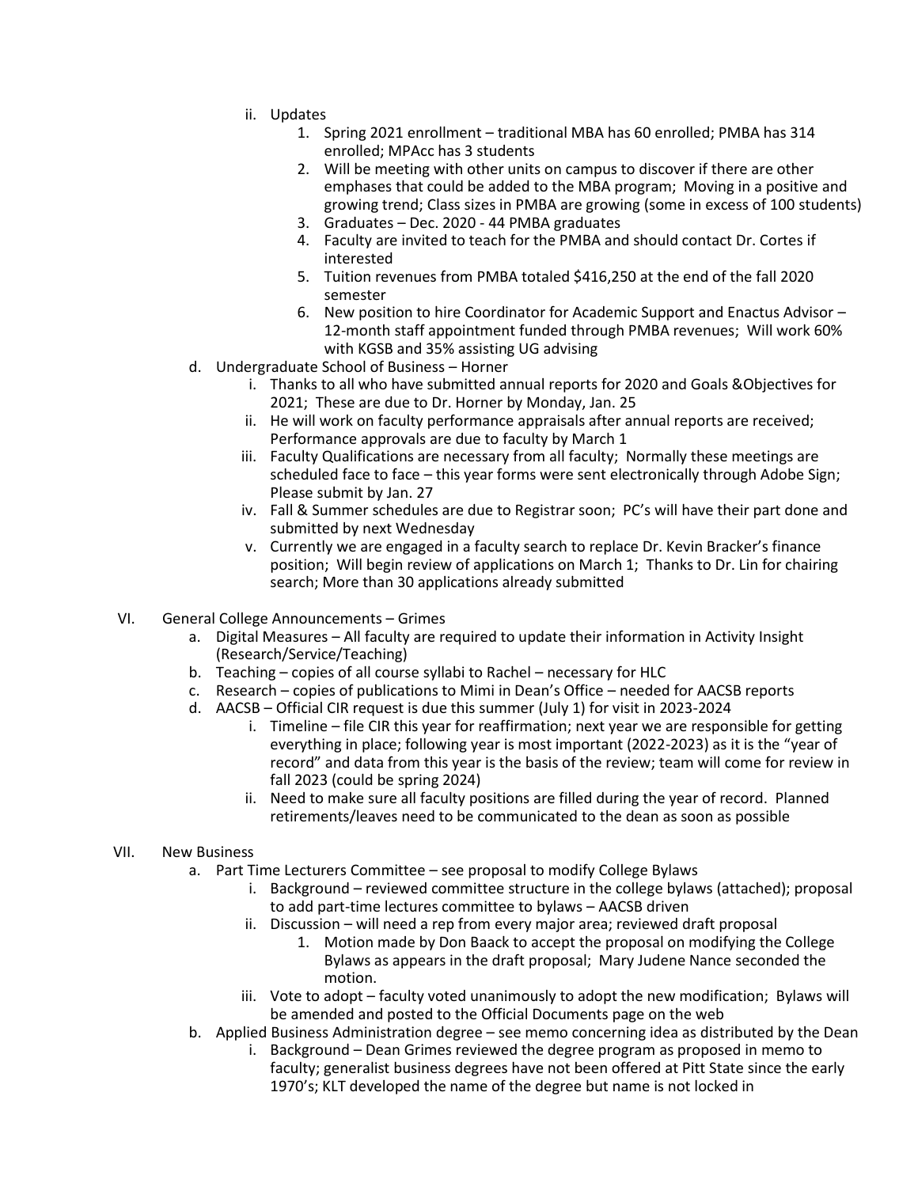- ii. Updates
    1. Spring 2021 enrollment – traditional MBA has 60 enrolled; PMBA has 314 enrolled; MPAcc has 3 students
    2. Will be meeting with other units on campus to discover if there are other emphases that could be added to the MBA program; Moving in a positive and growing trend; Class sizes in PMBA are growing (some in excess of 100 students)
    3. Graduates – Dec. 2020 - 44 PMBA graduates
    4. Faculty are invited to teach for the PMBA and should contact Dr. Cortes if interested
    5. Tuition revenues from PMBA totaled $416,250 at the end of the fall 2020 semester
    6. New position to hire Coordinator for Academic Support and Enactus Advisor – 12-month staff appointment funded through PMBA revenues; Will work 60% with KGSB and 35% assisting UG advising

- d. Undergraduate School of Business – Horner
    - i. Thanks to all who have submitted annual reports for 2020 and Goals &Objectives for 2021; These are due to Dr. Horner by Monday, Jan. 25
    - ii. He will work on faculty performance appraisals after annual reports are received; Performance approvals are due to faculty by March 1
    - iii. Faculty Qualifications are necessary from all faculty; Normally these meetings are scheduled face to face – this year forms were sent electronically through Adobe Sign; Please submit by Jan. 27
    - iv. Fall & Summer schedules are due to Registrar soon; PC's will have their part done and submitted by next Wednesday
    - v. Currently we are engaged in a faculty search to replace Dr. Kevin Bracker's finance position; Will begin review of applications on March 1; Thanks to Dr. Lin for chairing search; More than 30 applications already submitted

VI. General College Announcements – Grimes
- a. Digital Measures – All faculty are required to update their information in Activity Insight (Research/Service/Teaching)
- b. Teaching – copies of all course syllabi to Rachel – necessary for HLC
- c. Research – copies of publications to Mimi in Dean's Office – needed for AACSB reports
- d. AACSB – Official CIR request is due this summer (July 1) for visit in 2023-2024
    - i. Timeline – file CIR this year for reaffirmation; next year we are responsible for getting everything in place; following year is most important (2022-2023) as it is the "year of record" and data from this year is the basis of the review; team will come for review in fall 2023 (could be spring 2024)
    - ii. Need to make sure all faculty positions are filled during the year of record. Planned retirements/leaves need to be communicated to the dean as soon as possible

VII. New Business
- a. Part Time Lecturers Committee – see proposal to modify College Bylaws
    - i. Background – reviewed committee structure in the college bylaws (attached); proposal to add part-time lectures committee to bylaws – AACSB driven
    - ii. Discussion – will need a rep from every major area; reviewed draft proposal
        1. Motion made by Don Baack to accept the proposal on modifying the College Bylaws as appears in the draft proposal; Mary Judene Nance seconded the motion.
    - iii. Vote to adopt – faculty voted unanimously to adopt the new modification; Bylaws will be amended and posted to the Official Documents page on the web
- b. Applied Business Administration degree – see memo concerning idea as distributed by the Dean
    - i. Background – Dean Grimes reviewed the degree program as proposed in memo to faculty; generalist business degrees have not been offered at Pitt State since the early 1970's; KLT developed the name of the degree but name is not locked in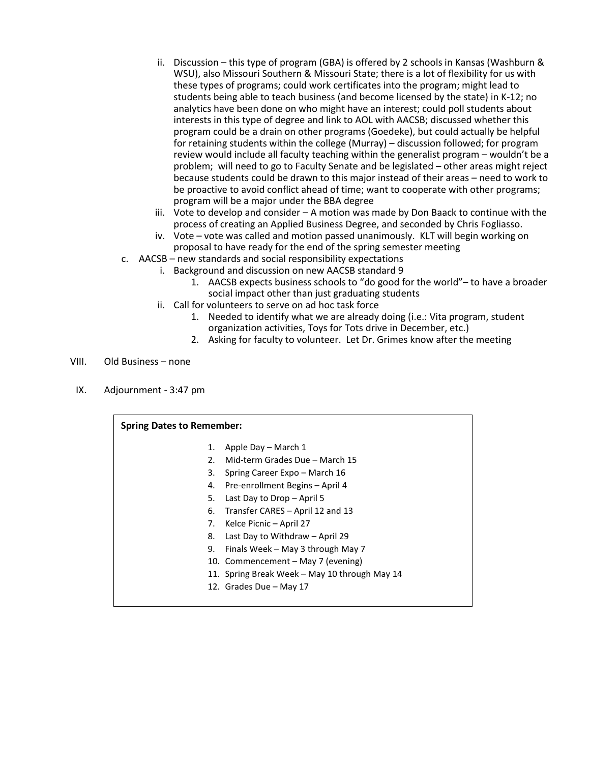- ii. Discussion – this type of program (GBA) is offered by 2 schools in Kansas (Washburn & WSU), also Missouri Southern & Missouri State; there is a lot of flexibility for us with these types of programs; could work certificates into the program; might lead to students being able to teach business (and become licensed by the state) in K-12; no analytics have been done on who might have an interest; could poll students about interests in this type of degree and link to AOL with AACSB; discussed whether this program could be a drain on other programs (Goedeke), but could actually be helpful for retaining students within the college (Murray) – discussion followed; for program review would include all faculty teaching within the generalist program – wouldn't be a problem; will need to go to Faculty Senate and be legislated – other areas might reject because students could be drawn to this major instead of their areas – need to work to be proactive to avoid conflict ahead of time; want to cooperate with other programs; program will be a major under the BBA degree
   - iii. Vote to develop and consider – A motion was made by Don Baack to continue with the process of creating an Applied Business Degree, and seconded by Chris Fogliasso.
   - iv. Vote – vote was called and motion passed unanimously. KLT will begin working on proposal to have ready for the end of the spring semester meeting
- c. AACSB – new standards and social responsibility expectations
   - i. Background and discussion on new AACSB standard 9
      1. AACSB expects business schools to "do good for the world"– to have a broader social impact other than just graduating students
   - ii. Call for volunteers to serve on ad hoc task force
      1. Needed to identify what we are already doing (i.e.: Vita program, student organization activities, Toys for Tots drive in December, etc.)
      2. Asking for faculty to volunteer. Let Dr. Grimes know after the meeting

VIII. Old Business – none

IX. Adjournment - 3:47 pm

**Spring Dates to Remember:**

1. Apple Day – March 1
2. Mid-term Grades Due – March 15
3. Spring Career Expo – March 16
4. Pre-enrollment Begins – April 4
5. Last Day to Drop – April 5
6. Transfer CARES – April 12 and 13
7. Kelce Picnic – April 27
8. Last Day to Withdraw – April 29
9. Finals Week – May 3 through May 7
10. Commencement – May 7 (evening)
11. Spring Break Week – May 10 through May 14
12. Grades Due – May 17